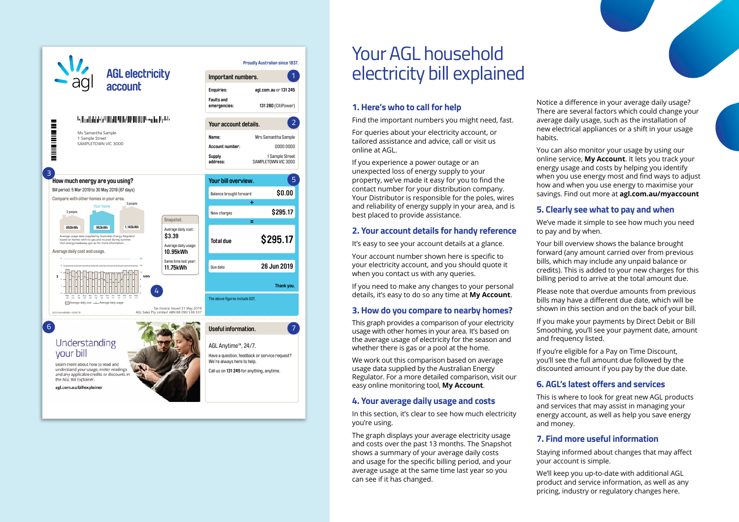# Your AGL household electricity bill explained

## 1. Here's who to call for help

Find the important numbers you might need, fast.

For queries about your electricity account, or tailored assistance and advice, call or visit us online at AGL.

If you experience a power outage or an unexpected loss of energy supply to your property, we've made it easy for you to find the contact number for your distribution company. Your Distributor is responsible for the poles, wires and reliability of energy supply in your area, and is best placed to provide assistance.

## 2. Your account details for handy reference

It's easy to see your account details at a glance.

Your account number shown here is specific to your electricity account, and you should quote it when you contact us with any queries.

If you need to make any changes to your personal details, it's easy to do so any time at **My Account**.

## 3. How do you compare to nearby homes?

This graph provides a comparison of your electricity usage with other homes in your area. It's based on the average usage of electricity for the season and whether there is gas or a pool at the home.

We work out this comparison based on average usage data supplied by the Australian Energy Regulator. For a more detailed comparison, visit our easy online monitoring tool, **My Account**.

## 4. Your average daily usage and costs

In this section, it's clear to see how much electricity you're using.

The graph displays your average electricity usage and costs over the past 13 months. The Snapshot shows a summary of your average daily costs and usage for the specific billing period, and your average usage at the same time last year so you can see if it has changed.

Notice a difference in your average daily usage? There are several factors which could change your average daily usage, such as the installation of new electrical appliances or a shift in your usage habits.

You can also monitor your usage by using our online service, **My Account**. It lets you track your energy usage and costs by helping you identify when you use energy most and find ways to adjust how and when you use energy to maximise your savings. Find out more at **agl.com.au/myaccount**

## 5. Clearly see what to pay and when

We've made it simple to see how much you need to pay and by when.

Your bill overview shows the balance brought forward (any amount carried over from previous bills, which may include any unpaid balance or credits). This is added to your new charges for this billing period to arrive at the total amount due.

Please note that overdue amounts from previous bills may have a different due date, which will be shown in this section and on the back of your bill.

If you make your payments by Direct Debit or Bill Smoothing, you'll see your payment date, amount and frequency listed.

If you're eligible for a Pay on Time Discount, you'll see the full amount due followed by the discounted amount if you pay by the due date.

## 6. AGL's latest offers and services

This is where to look for great new AGL products and services that may assist in managing your energy account, as well as help you save energy and money.

## 7. Find more useful information

Staying informed about changes that may affect your account is simple.

We'll keep you up-to-date with additional AGL product and service information, as well as any pricing, industry or regulatory changes here.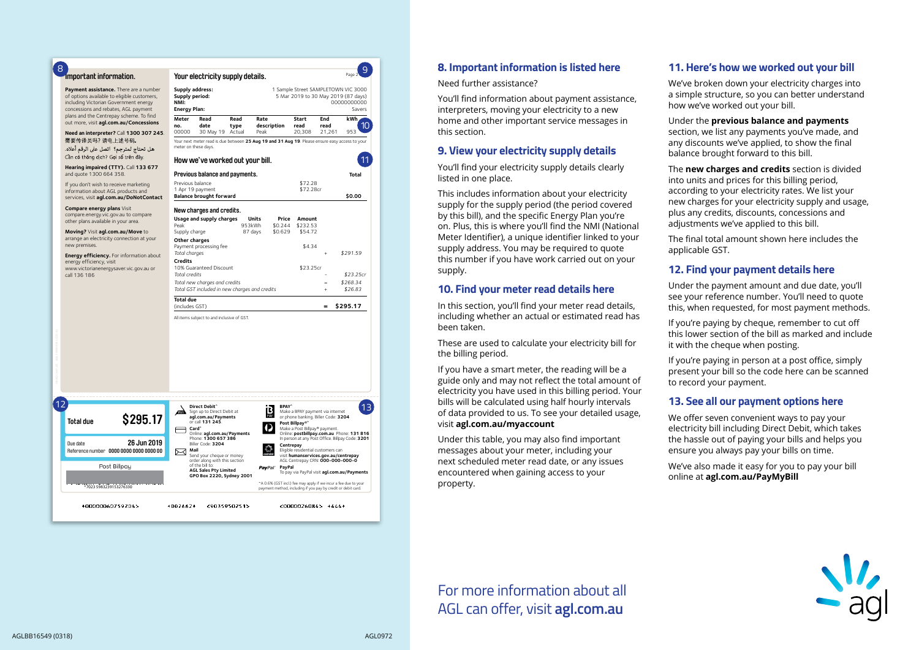8

## Important information.

**Payment assistance.** There are a number of options available to eligible customers, including Victorian Government energy concessions and rebates, AGL payment plans and the Centrepay scheme. To find out more, visit **agl.com.au/Concessions**

**Need an interpreter?** Call **1300 307 245**. 需要传译员吗? 请电上述号码。 هل تحتاج لمترجم؟ اتصل على الرقم أعلاه. Cần có thông dịch? Gọi số trên đây.

**Hearing impaired (TTY).** Call **133 677** and quote 1300 664 358.

If you don't wish to receive marketing information about AGL products and services, visit **agl.com.au/DoNotContact**

**Compare energy plans** Visit compare.energy.vic.gov.au to compare other plans available in your area.

**Moving?** Visit **agl.com.au/Move** to arrange an electricity connection at your new premises.

**Energy efficiency.** For information about energy efficiency, visit www.victorianenergysaver.vic.gov.au or call 136 186

9

## Your electricity supply details.

Page 2

**Supply address:** 1 Sample Street SAMPLETOWN VIC 3000
**Supply period:** 5 Mar 2019 to 30 May 2019 (87 days)
**NMI:** 00000000000
**Energy Plan:** Savers

| Meter no. | Read date | Read type | Rate description | Start read | End read | kWh |
|---|---|---|---|---|---|---|
| 00000 | 30 May 19 | Actual | Peak | 20,308 | 21,261 | 953 |

10

Your next meter read is due between **25 Aug 19 and 31 Aug 19**. Please ensure easy access to your meter on these days.

11

## How we've worked out your bill.

| **Previous balance and payments.** | | | | | **Total** |
|---|---|---|---|---|---|
| Previous balance | | | $72.28 | | |
| 1 Apr 19 payment | | | $72.28cr | | |
| **Balance brought forward** | | | | | **$0.00** |

**New charges and credits.**

| **Usage and supply charges** | **Units** | **Price** | **Amount** | | |
|---|---|---|---|---|---|
| Peak | 953kWh | $0.244 | $232.53 | | |
| Supply charge | 87 days | $0.629 | $54.72 | | |
| **Other charges** | | | | | |
| Payment processing fee | | | $4.34 | | |
| *Total charges* | | | | + | *$291.59* |
| **Credits** | | | | | |
| 10% Guaranteed Discount | | | $23.25cr | | |
| *Total credits* | | | | - | *$23.25cr* |
| *Total new charges and credits* | | | | = | *$268.34* |
| *Total GST included in new charges and credits* | | | | + | *$26.83* |
| **Total due** (includes GST) | | | | = | **$295.17** |

All items subject to and inclusive of GST.

12

**Total due** **$295.17**

Due date **26 Jun 2019**
Reference number **0000 0000 0000 0000 00**

Post Billpay

*7023 5983239153276330

13

**Direct Debit^** Sign up to Direct Debit at **agl.com.au/Payments** or call **131 245**

**Card^** Online: **agl.com.au/Payments** Phone: **1300 657 386** Biller Code: **3204**

**Mail** Send your cheque or money order along with this section of the bill to: **AGL Sales Pty Limited GPO Box 2220, Sydney 2001**

**BPAY^** Make a BPAY payment via internet or phone banking. Biller Code: **3204**

**Post Billpay®^** Make a Post Billpay® payment. Online: **postbillpay.com.au** Phone: **131 816** In person at any Post Office. Billpay Code: **3201**

**Centrepay** Eligible residential customers can visit **humanservices.gov.au/centrepay** AGL Centrepay CRN: **000-000-000-0**

**PayPal** To pay via PayPal visit **agl.com.au/Payments**

^A 0.6% (GST incl.) fee may apply if we incur a fee due to your payment method, including if you pay by credit or debit card.

+000000607592065 +002662+ <9035950251> <0000026084> +444+

## 8. Important information is listed here

Need further assistance?

You'll find information about payment assistance, interpreters, moving your electricity to a new home and other important service messages in this section.

## 9. View your electricity supply details

You'll find your electricity supply details clearly listed in one place.

This includes information about your electricity supply for the supply period (the period covered by this bill), and the specific Energy Plan you're on. Plus, this is where you'll find the NMI (National Meter Identifier), a unique identifier linked to your supply address. You may be required to quote this number if you have work carried out on your supply.

## 10. Find your meter read details here

In this section, you'll find your meter read details, including whether an actual or estimated read has been taken.

These are used to calculate your electricity bill for the billing period.

If you have a smart meter, the reading will be a guide only and may not reflect the total amount of electricity you have used in this billing period. Your bills will be calculated using half hourly intervals of data provided to us. To see your detailed usage, visit **agl.com.au/myaccount**

Under this table, you may also find important messages about your meter, including your next scheduled meter read date, or any issues encountered when gaining access to your property.

## 11. Here's how we worked out your bill

We've broken down your electricity charges into a simple structure, so you can better understand how we've worked out your bill.

Under the **previous balance and payments** section, we list any payments you've made, and any discounts we've applied, to show the final balance brought forward to this bill.

The **new charges and credits** section is divided into units and prices for this billing period, according to your electricity rates. We list your new charges for your electricity supply and usage, plus any credits, discounts, concessions and adjustments we've applied to this bill.

The final total amount shown here includes the applicable GST.

## 12. Find your payment details here

Under the payment amount and due date, you'll see your reference number. You'll need to quote this, when requested, for most payment methods.

If you're paying by cheque, remember to cut off this lower section of the bill as marked and include it with the cheque when posting.

If you're paying in person at a post office, simply present your bill so the code here can be scanned to record your payment.

## 13. See all our payment options here

We offer seven convenient ways to pay your electricity bill including Direct Debit, which takes the hassle out of paying your bills and helps you ensure you always pay your bills on time.

We've also made it easy for you to pay your bill online at **agl.com.au/PayMyBill**

For more information about all AGL can offer, visit **agl.com.au**

agl

AGLBB16549 (0318) AGL0972